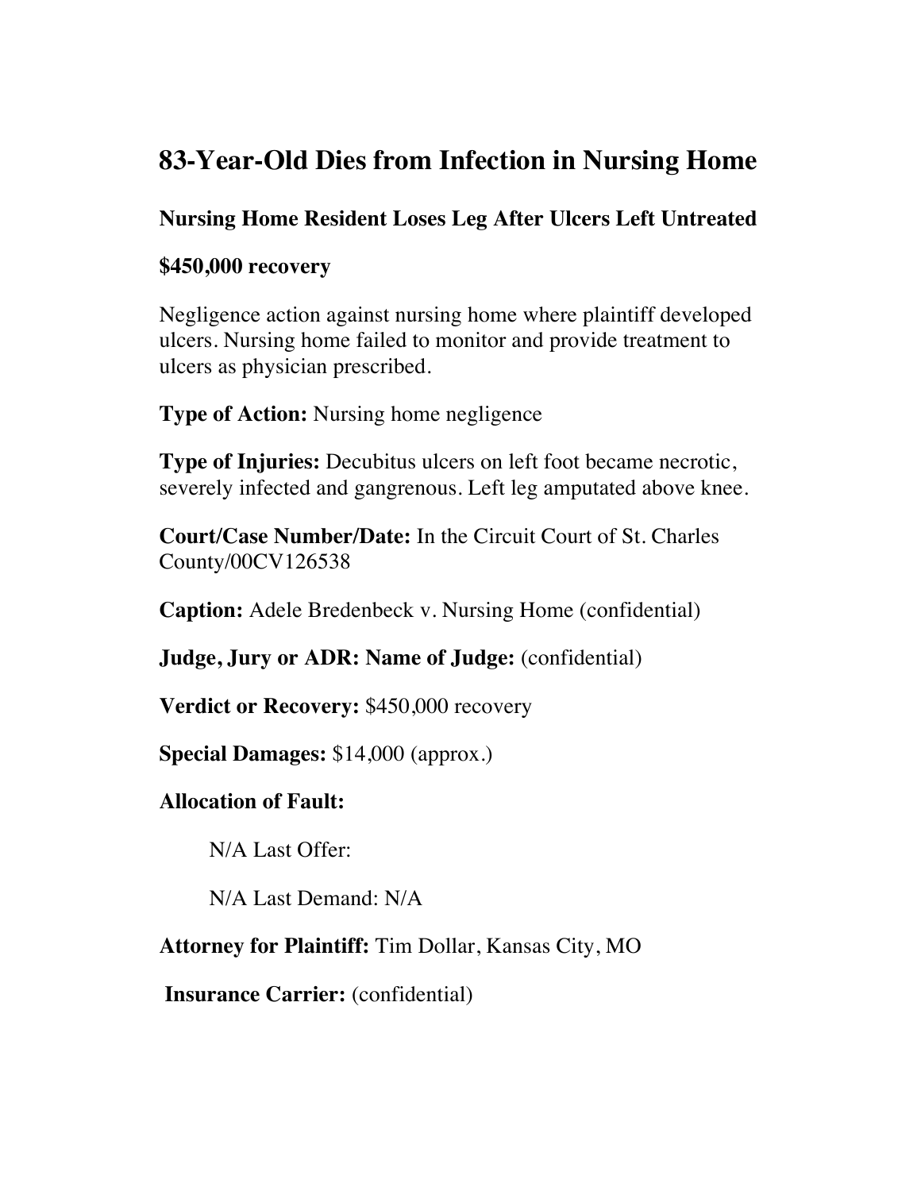# 83-Year-Old Dies from Infection in Nursing Home

### Nursing Home Resident Loses Leg After Ulcers Left Untreated

### $450,000 recovery

Negligence action against nursing home where plaintiff developed ulcers. Nursing home failed to monitor and provide treatment to ulcers as physician prescribed.

**Type of Action:** Nursing home negligence

**Type of Injuries:** Decubitus ulcers on left foot became necrotic, severely infected and gangrenous. Left leg amputated above knee.

**Court/Case Number/Date:** In the Circuit Court of St. Charles County/00CV126538

**Caption:** Adele Bredenbeck v. Nursing Home (confidential)

**Judge, Jury or ADR: Name of Judge:** (confidential)

**Verdict or Recovery:** $450,000 recovery

**Special Damages:** $14,000 (approx.)

**Allocation of Fault:**

N/A Last Offer:

N/A Last Demand: N/A

**Attorney for Plaintiff:** Tim Dollar, Kansas City, MO

**Insurance Carrier:** (confidential)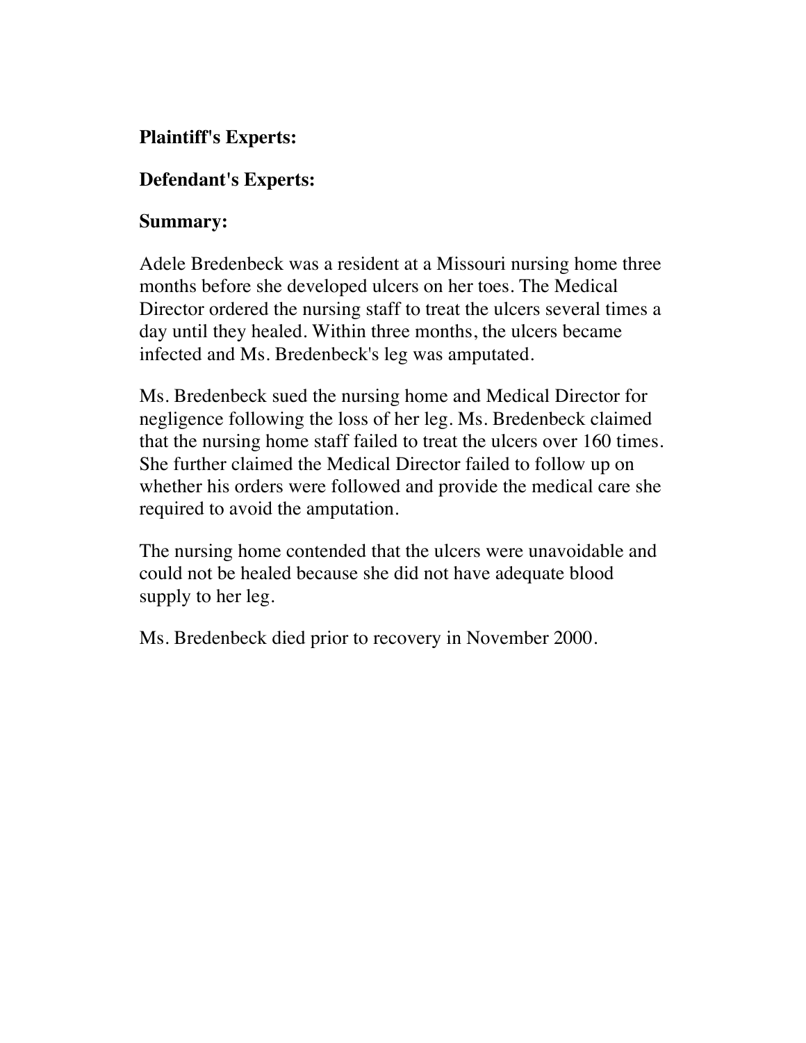**Plaintiff's Experts:**

**Defendant's Experts:**

**Summary:**

Adele Bredenbeck was a resident at a Missouri nursing home three months before she developed ulcers on her toes. The Medical Director ordered the nursing staff to treat the ulcers several times a day until they healed. Within three months, the ulcers became infected and Ms. Bredenbeck's leg was amputated.

Ms. Bredenbeck sued the nursing home and Medical Director for negligence following the loss of her leg. Ms. Bredenbeck claimed that the nursing home staff failed to treat the ulcers over 160 times. She further claimed the Medical Director failed to follow up on whether his orders were followed and provide the medical care she required to avoid the amputation.

The nursing home contended that the ulcers were unavoidable and could not be healed because she did not have adequate blood supply to her leg.

Ms. Bredenbeck died prior to recovery in November 2000.